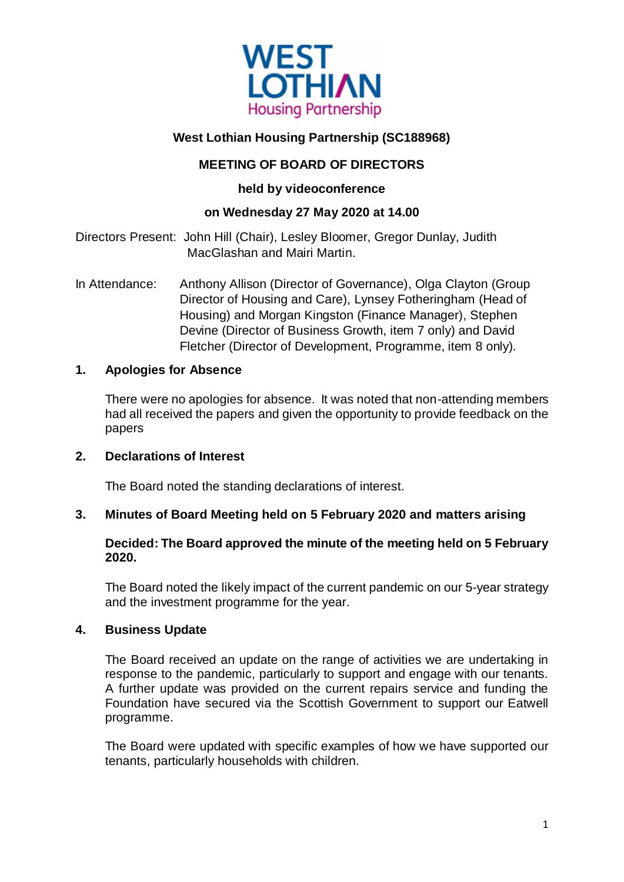**West Lothian Housing Partnership (SC188968)**

**MEETING OF BOARD OF DIRECTORS**

**held by videoconference**

**on Wednesday 27 May 2020 at 14.00**

Directors Present: John Hill (Chair), Lesley Bloomer, Gregor Dunlay, Judith MacGlashan and Mairi Martin.

In Attendance: Anthony Allison (Director of Governance), Olga Clayton (Group Director of Housing and Care), Lynsey Fotheringham (Head of Housing) and Morgan Kingston (Finance Manager), Stephen Devine (Director of Business Growth, item 7 only) and David Fletcher (Director of Development, Programme, item 8 only).

## 1. Apologies for Absence

There were no apologies for absence. It was noted that non-attending members had all received the papers and given the opportunity to provide feedback on the papers

## 2. Declarations of Interest

The Board noted the standing declarations of interest.

## 3. Minutes of Board Meeting held on 5 February 2020 and matters arising

**Decided: The Board approved the minute of the meeting held on 5 February 2020.**

The Board noted the likely impact of the current pandemic on our 5-year strategy and the investment programme for the year.

## 4. Business Update

The Board received an update on the range of activities we are undertaking in response to the pandemic, particularly to support and engage with our tenants. A further update was provided on the current repairs service and funding the Foundation have secured via the Scottish Government to support our Eatwell programme.

The Board were updated with specific examples of how we have supported our tenants, particularly households with children.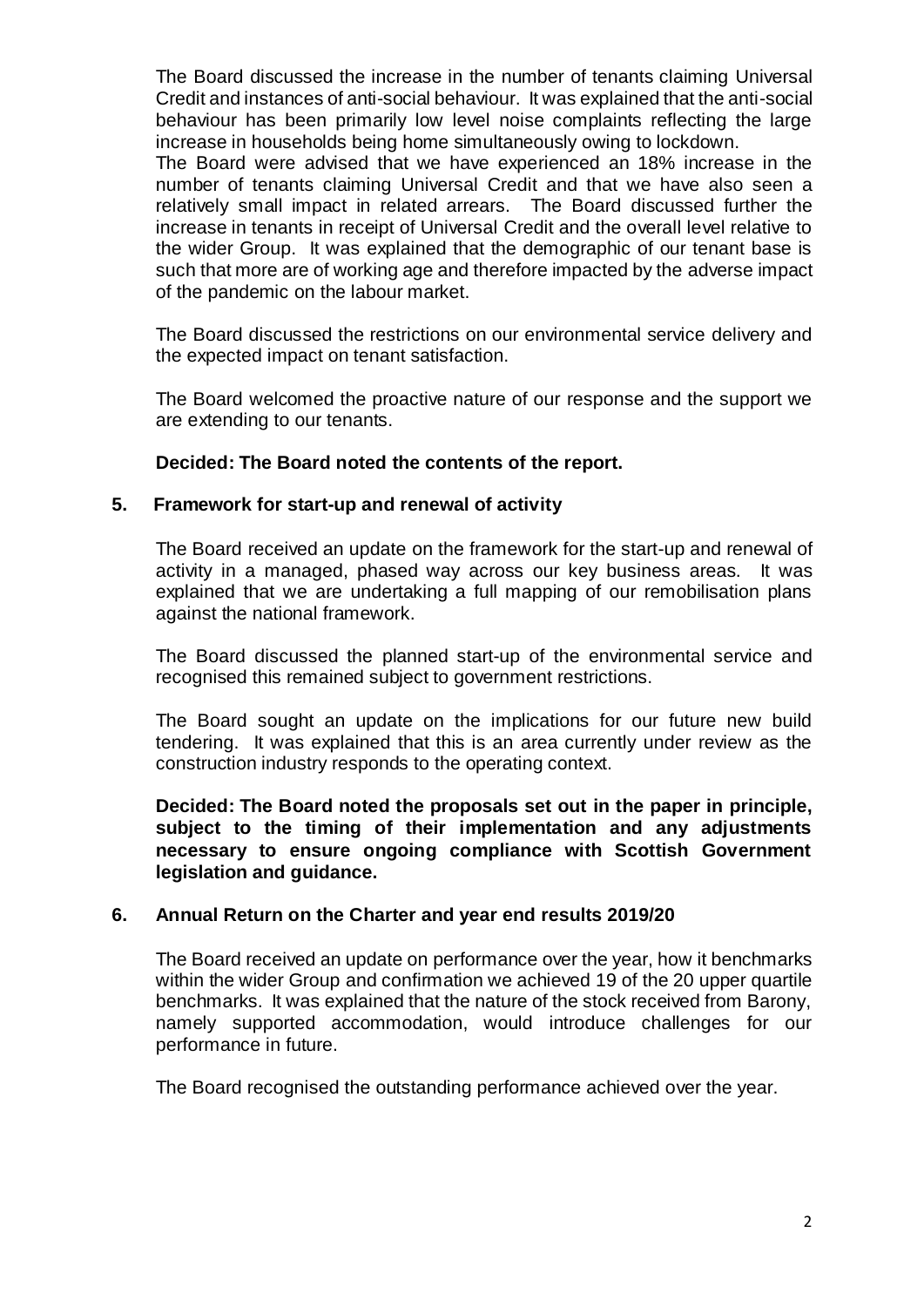The Board discussed the increase in the number of tenants claiming Universal Credit and instances of anti-social behaviour. It was explained that the anti-social behaviour has been primarily low level noise complaints reflecting the large increase in households being home simultaneously owing to lockdown.
The Board were advised that we have experienced an 18% increase in the number of tenants claiming Universal Credit and that we have also seen a relatively small impact in related arrears. The Board discussed further the increase in tenants in receipt of Universal Credit and the overall level relative to the wider Group. It was explained that the demographic of our tenant base is such that more are of working age and therefore impacted by the adverse impact of the pandemic on the labour market.

The Board discussed the restrictions on our environmental service delivery and the expected impact on tenant satisfaction.

The Board welcomed the proactive nature of our response and the support we are extending to our tenants.

**Decided: The Board noted the contents of the report.**

## 5. Framework for start-up and renewal of activity

The Board received an update on the framework for the start-up and renewal of activity in a managed, phased way across our key business areas. It was explained that we are undertaking a full mapping of our remobilisation plans against the national framework.

The Board discussed the planned start-up of the environmental service and recognised this remained subject to government restrictions.

The Board sought an update on the implications for our future new build tendering. It was explained that this is an area currently under review as the construction industry responds to the operating context.

**Decided: The Board noted the proposals set out in the paper in principle, subject to the timing of their implementation and any adjustments necessary to ensure ongoing compliance with Scottish Government legislation and guidance.**

## 6. Annual Return on the Charter and year end results 2019/20

The Board received an update on performance over the year, how it benchmarks within the wider Group and confirmation we achieved 19 of the 20 upper quartile benchmarks. It was explained that the nature of the stock received from Barony, namely supported accommodation, would introduce challenges for our performance in future.

The Board recognised the outstanding performance achieved over the year.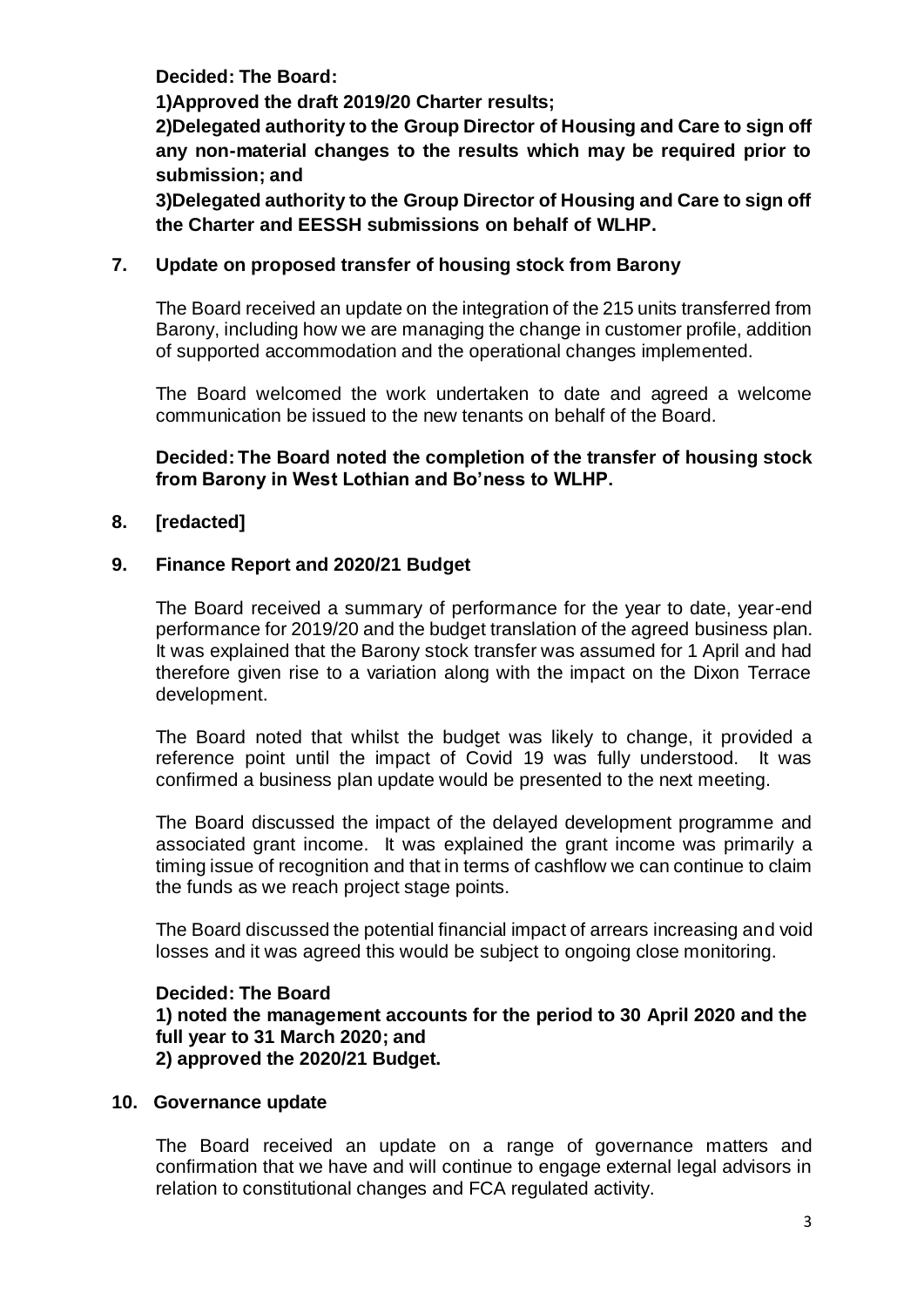**Decided: The Board:**

**1)Approved the draft 2019/20 Charter results;**

**2)Delegated authority to the Group Director of Housing and Care to sign off any non-material changes to the results which may be required prior to submission; and**

**3)Delegated authority to the Group Director of Housing and Care to sign off the Charter and EESSH submissions on behalf of WLHP.**

## 7. Update on proposed transfer of housing stock from Barony

The Board received an update on the integration of the 215 units transferred from Barony, including how we are managing the change in customer profile, addition of supported accommodation and the operational changes implemented.

The Board welcomed the work undertaken to date and agreed a welcome communication be issued to the new tenants on behalf of the Board.

**Decided: The Board noted the completion of the transfer of housing stock from Barony in West Lothian and Bo'ness to WLHP.**

## 8. [redacted]

## 9. Finance Report and 2020/21 Budget

The Board received a summary of performance for the year to date, year-end performance for 2019/20 and the budget translation of the agreed business plan. It was explained that the Barony stock transfer was assumed for 1 April and had therefore given rise to a variation along with the impact on the Dixon Terrace development.

The Board noted that whilst the budget was likely to change, it provided a reference point until the impact of Covid 19 was fully understood. It was confirmed a business plan update would be presented to the next meeting.

The Board discussed the impact of the delayed development programme and associated grant income. It was explained the grant income was primarily a timing issue of recognition and that in terms of cashflow we can continue to claim the funds as we reach project stage points.

The Board discussed the potential financial impact of arrears increasing and void losses and it was agreed this would be subject to ongoing close monitoring.

**Decided: The Board**
**1) noted the management accounts for the period to 30 April 2020 and the full year to 31 March 2020; and**
**2) approved the 2020/21 Budget.**

## 10. Governance update

The Board received an update on a range of governance matters and confirmation that we have and will continue to engage external legal advisors in relation to constitutional changes and FCA regulated activity.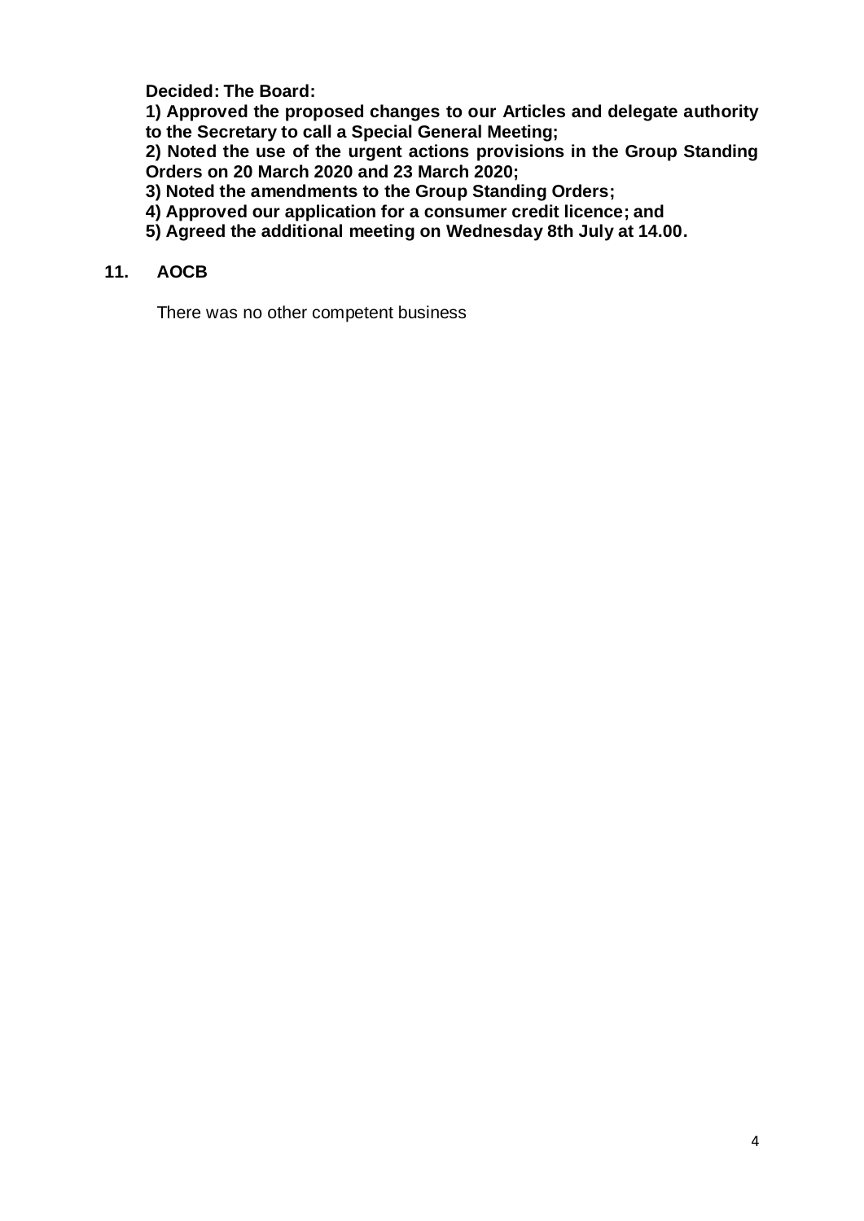**Decided: The Board:**

**1) Approved the proposed changes to our Articles and delegate authority to the Secretary to call a Special General Meeting;**

**2) Noted the use of the urgent actions provisions in the Group Standing Orders on 20 March 2020 and 23 March 2020;**

**3) Noted the amendments to the Group Standing Orders;**

**4) Approved our application for a consumer credit licence; and**

**5) Agreed the additional meeting on Wednesday 8th July at 14.00.**

## 11. AOCB

There was no other competent business